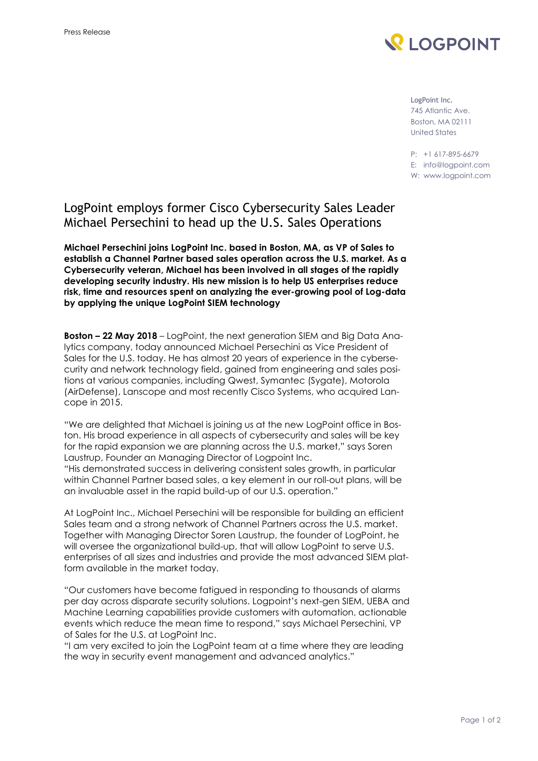Press Release

LOGPOINT

LogPoint Inc.
745 Atlantic Ave.
Boston, MA 02111
United States

P: +1 617-895-6679
E: info@logpoint.com
W: www.logpoint.com

# LogPoint employs former Cisco Cybersecurity Sales Leader Michael Persechini to head up the U.S. Sales Operations

**Michael Persechini joins LogPoint Inc. based in Boston, MA, as VP of Sales to establish a Channel Partner based sales operation across the U.S. market. As a Cybersecurity veteran, Michael has been involved in all stages of the rapidly developing security industry. His new mission is to help US enterprises reduce risk, time and resources spent on analyzing the ever-growing pool of Log-data by applying the unique LogPoint SIEM technology**

**Boston – 22 May 2018** – LogPoint, the next generation SIEM and Big Data Analytics company, today announced Michael Persechini as Vice President of Sales for the U.S. today. He has almost 20 years of experience in the cybersecurity and network technology field, gained from engineering and sales positions at various companies, including Qwest, Symantec (Sygate), Motorola (AirDefense), Lanscope and most recently Cisco Systems, who acquired Lancope in 2015.

"We are delighted that Michael is joining us at the new LogPoint office in Boston. His broad experience in all aspects of cybersecurity and sales will be key for the rapid expansion we are planning across the U.S. market," says Soren Laustrup, Founder an Managing Director of Logpoint Inc.
"His demonstrated success in delivering consistent sales growth, in particular within Channel Partner based sales, a key element in our roll-out plans, will be an invaluable asset in the rapid build-up of our U.S. operation."

At LogPoint Inc., Michael Persechini will be responsible for building an efficient Sales team and a strong network of Channel Partners across the U.S. market. Together with Managing Director Soren Laustrup, the founder of LogPoint, he will oversee the organizational build-up, that will allow LogPoint to serve U.S. enterprises of all sizes and industries and provide the most advanced SIEM platform available in the market today.

"Our customers have become fatigued in responding to thousands of alarms per day across disparate security solutions. Logpoint's next-gen SIEM, UEBA and Machine Learning capabilities provide customers with automation, actionable events which reduce the mean time to respond," says Michael Persechini, VP of Sales for the U.S. at LogPoint Inc.
"I am very excited to join the LogPoint team at a time where they are leading the way in security event management and advanced analytics."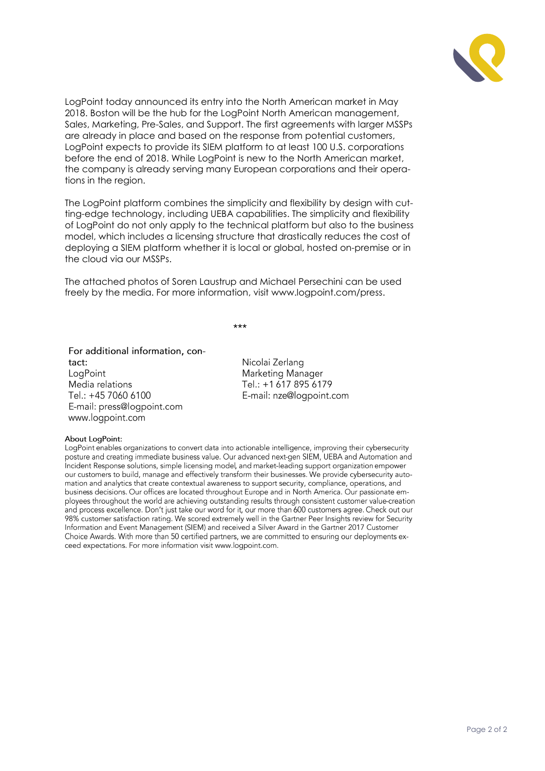LogPoint today announced its entry into the North American market in May 2018. Boston will be the hub for the LogPoint North American management, Sales, Marketing, Pre-Sales, and Support. The first agreements with larger MSSPs are already in place and based on the response from potential customers, LogPoint expects to provide its SIEM platform to at least 100 U.S. corporations before the end of 2018. While LogPoint is new to the North American market, the company is already serving many European corporations and their operations in the region.

The LogPoint platform combines the simplicity and flexibility by design with cutting-edge technology, including UEBA capabilities. The simplicity and flexibility of LogPoint do not only apply to the technical platform but also to the business model, which includes a licensing structure that drastically reduces the cost of deploying a SIEM platform whether it is local or global, hosted on-premise or in the cloud via our MSSPs.

The attached photos of Soren Laustrup and Michael Persechini can be used freely by the media. For more information, visit www.logpoint.com/press.

***

**For additional information, contact:**

LogPoint
Media relations
Tel.: +45 7060 6100
E-mail: press@logpoint.com
www.logpoint.com

Nicolai Zerlang
Marketing Manager
Tel.: +1 617 895 6179
E-mail: nze@logpoint.com

**About LogPoint:**

LogPoint enables organizations to convert data into actionable intelligence, improving their cybersecurity posture and creating immediate business value. Our advanced next-gen SIEM, UEBA and Automation and Incident Response solutions, simple licensing model, and market-leading support organization empower our customers to build, manage and effectively transform their businesses. We provide cybersecurity automation and analytics that create contextual awareness to support security, compliance, operations, and business decisions. Our offices are located throughout Europe and in North America. Our passionate employees throughout the world are achieving outstanding results through consistent customer value-creation and process excellence. Don't just take our word for it, our more than 600 customers agree. Check out our 98% customer satisfaction rating. We scored extremely well in the Gartner Peer Insights review for Security Information and Event Management (SIEM) and received a Silver Award in the Gartner 2017 Customer Choice Awards. With more than 50 certified partners, we are committed to ensuring our deployments exceed expectations. For more information visit www.logpoint.com.